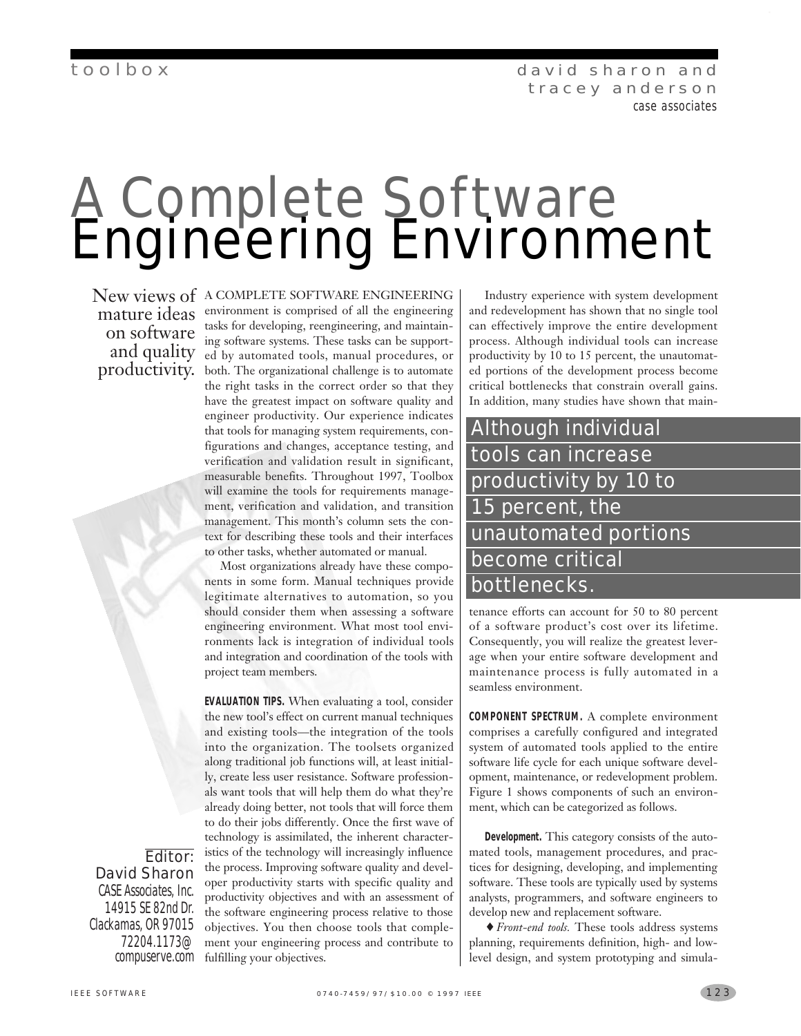toolbox

david sharon and tracey anderson
case associates

# A Complete Software Engineering Environment

New views of mature ideas on software and quality productivity.

A COMPLETE SOFTWARE ENGINEERING environment is comprised of all the engineering tasks for developing, reengineering, and maintaining software systems. These tasks can be supported by automated tools, manual procedures, or both. The organizational challenge is to automate the right tasks in the correct order so that they have the greatest impact on software quality and engineer productivity. Our experience indicates that tools for managing system requirements, configurations and changes, acceptance testing, and verification and validation result in significant, measurable benefits. Throughout 1997, Toolbox will examine the tools for requirements management, verification and validation, and transition management. This month's column sets the context for describing these tools and their interfaces to other tasks, whether automated or manual.

Most organizations already have these components in some form. Manual techniques provide legitimate alternatives to automation, so you should consider them when assessing a software engineering environment. What most tool environments lack is integration of individual tools and integration and coordination of the tools with project team members.

**EVALUATION TIPS.** When evaluating a tool, consider the new tool's effect on current manual techniques and existing tools—the integration of the tools into the organization. The toolsets organized along traditional job functions will, at least initially, create less user resistance. Software professionals want tools that will help them do what they're already doing better, not tools that will force them to do their jobs differently. Once the first wave of technology is assimilated, the inherent characteristics of the technology will increasingly influence the process. Improving software quality and developer productivity starts with specific quality and productivity objectives and with an assessment of the software engineering process relative to those objectives. You then choose tools that complement your engineering process and contribute to fulfilling your objectives.

Editor:
David Sharon
CASE Associates, Inc.
14915 SE 82nd Dr.
Clackamas, OR 97015
72204.1173@compuserve.com

Industry experience with system development and redevelopment has shown that no single tool can effectively improve the entire development process. Although individual tools can increase productivity by 10 to 15 percent, the unautomated portions of the development process become critical bottlenecks that constrain overall gains. In addition, many studies have shown that maintenance efforts can account for 50 to 80 percent of a software product's cost over its lifetime. Consequently, you will realize the greatest leverage when your entire software development and maintenance process is fully automated in a seamless environment.

Although individual tools can increase productivity by 10 to 15 percent, the unautomated portions become critical bottlenecks.

**COMPONENT SPECTRUM.** A complete environment comprises a carefully configured and integrated system of automated tools applied to the entire software life cycle for each unique software development, maintenance, or redevelopment problem. Figure 1 shows components of such an environment, which can be categorized as follows.

**Development.** This category consists of the automated tools, management procedures, and practices for designing, developing, and implementing software. These tools are typically used by systems analysts, programmers, and software engineers to develop new and replacement software.

♦ *Front-end tools.* These tools address systems planning, requirements definition, high- and low-level design, and system prototyping and simula-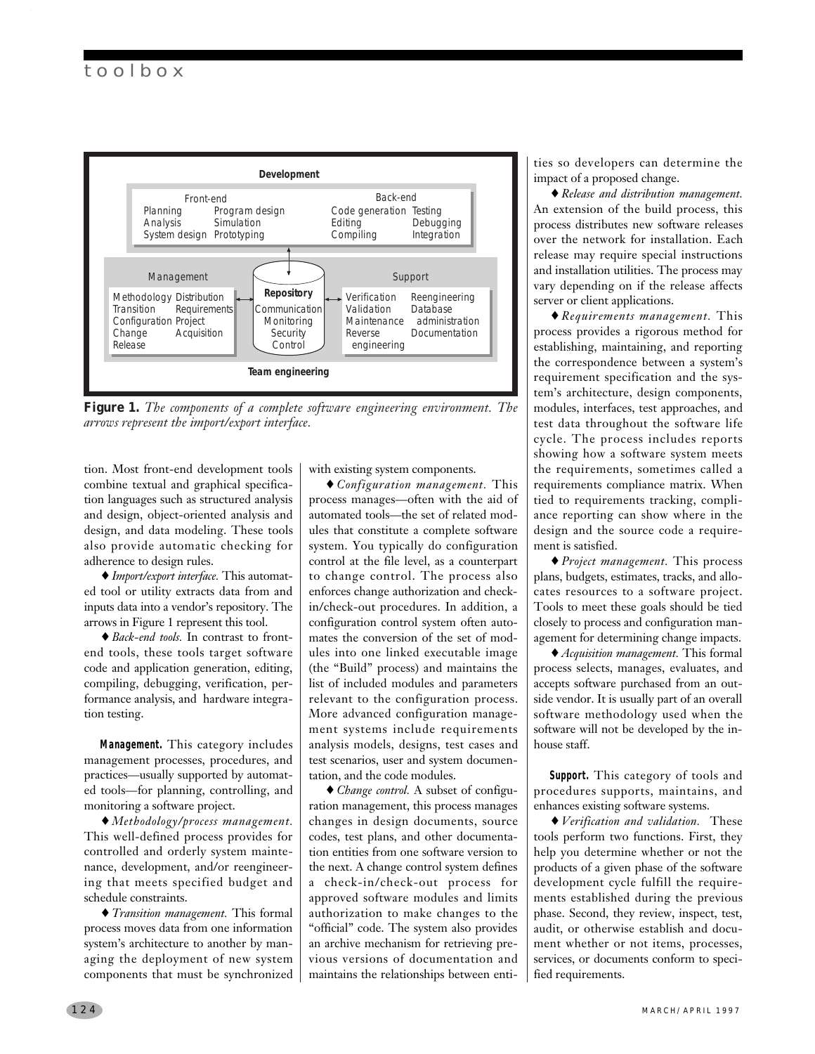Development

Front-end

Planning
Analysis
System design
Program design
Simulation
Prototyping

Back-end

Code generation
Editing
Compiling
Testing
Debugging
Integration

Management

Methodology
Transition
Configuration
Change
Release
Distribution
Requirements
Project
Acquisition

Repository

Communication
Monitoring
Security
Control

Support

Verification
Validation
Maintenance
Reverse engineering
Reengineering
Database administration
Documentation

Team engineering

**Figure 1.** *The components of a complete software engineering environment. The arrows represent the import/export interface.*

tion. Most front-end development tools combine textual and graphical specification languages such as structured analysis and design, object-oriented analysis and design, and data modeling. These tools also provide automatic checking for adherence to design rules.

♦ *Import/export interface.* This automated tool or utility extracts data from and inputs data into a vendor's repository. The arrows in Figure 1 represent this tool.

♦ *Back-end tools.* In contrast to front-end tools, these tools target software code and application generation, editing, compiling, debugging, verification, performance analysis, and hardware integration testing.

**Management.** This category includes management processes, procedures, and practices—usually supported by automated tools—for planning, controlling, and monitoring a software project.

♦ *Methodology/process management.* This well-defined process provides for controlled and orderly system maintenance, development, and/or reengineering that meets specified budget and schedule constraints.

♦ *Transition management.* This formal process moves data from one information system's architecture to another by managing the deployment of new system components that must be synchronized with existing system components.

♦ *Configuration management.* This process manages—often with the aid of automated tools—the set of related modules that constitute a complete software system. You typically do configuration control at the file level, as a counterpart to change control. The process also enforces change authorization and check-in/check-out procedures. In addition, a configuration control system often automates the conversion of the set of modules into one linked executable image (the "Build" process) and maintains the list of included modules and parameters relevant to the configuration process. More advanced configuration management systems include requirements analysis models, designs, test cases and test scenarios, user and system documentation, and the code modules.

♦ *Change control.* A subset of configuration management, this process manages changes in design documents, source codes, test plans, and other documentation entities from one software version to the next. A change control system defines a check-in/check-out process for approved software modules and limits authorization to make changes to the "official" code. The system also provides an archive mechanism for retrieving previous versions of documentation and maintains the relationships between entities so developers can determine the impact of a proposed change.

♦ *Release and distribution management.* An extension of the build process, this process distributes new software releases over the network for installation. Each release may require special instructions and installation utilities. The process may vary depending on if the release affects server or client applications.

♦ *Requirements management.* This process provides a rigorous method for establishing, maintaining, and reporting the correspondence between a system's requirement specification and the system's architecture, design components, modules, interfaces, test approaches, and test data throughout the software life cycle. The process includes reports showing how a software system meets the requirements, sometimes called a requirements compliance matrix. When tied to requirements tracking, compliance reporting can show where in the design and the source code a requirement is satisfied.

♦ *Project management.* This process plans, budgets, estimates, tracks, and allocates resources to a software project. Tools to meet these goals should be tied closely to process and configuration management for determining change impacts.

♦ *Acquisition management.* This formal process selects, manages, evaluates, and accepts software purchased from an outside vendor. It is usually part of an overall software methodology used when the software will not be developed by the in-house staff.

**Support.** This category of tools and procedures supports, maintains, and enhances existing software systems.

♦ *Verification and validation.* These tools perform two functions. First, they help you determine whether or not the products of a given phase of the software development cycle fulfill the requirements established during the previous phase. Second, they review, inspect, test, audit, or otherwise establish and document whether or not items, processes, services, or documents conform to specified requirements.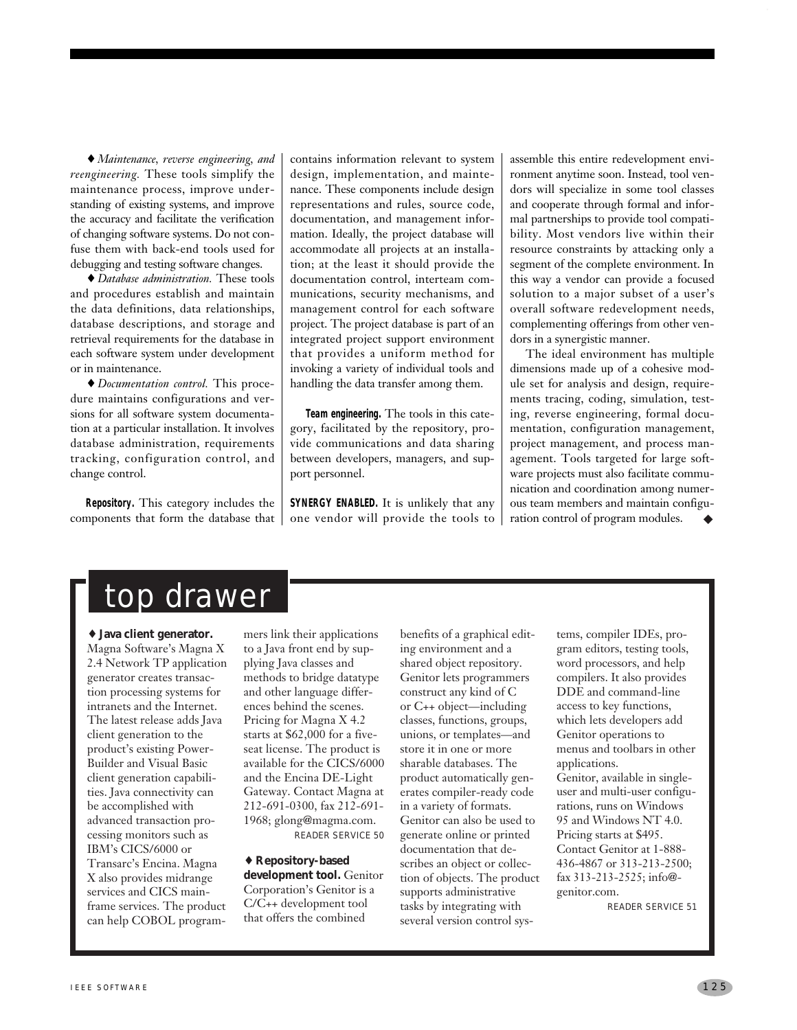♦ *Maintenance, reverse engineering, and reengineering.* These tools simplify the maintenance process, improve understanding of existing systems, and improve the accuracy and facilitate the verification of changing software systems. Do not confuse them with back-end tools used for debugging and testing software changes.

♦ *Database administration.* These tools and procedures establish and maintain the data definitions, data relationships, database descriptions, and storage and retrieval requirements for the database in each software system under development or in maintenance.

♦ *Documentation control.* This procedure maintains configurations and versions for all software system documentation at a particular installation. It involves database administration, requirements tracking, configuration control, and change control.

**Repository.** This category includes the components that form the database that contains information relevant to system design, implementation, and maintenance. These components include design representations and rules, source code, documentation, and management information. Ideally, the project database will accommodate all projects at an installation; at the least it should provide the documentation control, interteam communications, security mechanisms, and management control for each software project. The project database is part of an integrated project support environment that provides a uniform method for invoking a variety of individual tools and handling the data transfer among them.

**Team engineering.** The tools in this category, facilitated by the repository, provide communications and data sharing between developers, managers, and support personnel.

**SYNERGY ENABLED.** It is unlikely that any one vendor will provide the tools to assemble this entire redevelopment environment anytime soon. Instead, tool vendors will specialize in some tool classes and cooperate through formal and informal partnerships to provide tool compatibility. Most vendors live within their resource constraints by attacking only a segment of the complete environment. In this way a vendor can provide a focused solution to a major subset of a user's overall software redevelopment needs, complementing offerings from other vendors in a synergistic manner.

The ideal environment has multiple dimensions made up of a cohesive module set for analysis and design, requirements tracing, coding, simulation, testing, reverse engineering, formal documentation, configuration management, project management, and process management. Tools targeted for large software projects must also facilitate communication and coordination among numerous team members and maintain configuration control of program modules. ◆

## top drawer

♦ **Java client generator.** Magna Software's Magna X 2.4 Network TP application generator creates transaction processing systems for intranets and the Internet. The latest release adds Java client generation to the product's existing PowerBuilder and Visual Basic client generation capabilities. Java connectivity can be accomplished with advanced transaction processing monitors such as IBM's CICS/6000 or Transarc's Encina. Magna X also provides midrange services and CICS mainframe services. The product can help COBOL programmers link their applications to a Java front end by supplying Java classes and methods to bridge datatype and other language differences behind the scenes. Pricing for Magna X 4.2 starts at $62,000 for a five-seat license. The product is available for the CICS/6000 and the Encina DE-Light Gateway. Contact Magna at 212-691-0300, fax 212-691-1968; glong@magma.com.

READER SERVICE 50

♦ **Repository-based development tool.** Genitor Corporation's Genitor is a C/C++ development tool that offers the combined benefits of a graphical editing environment and a shared object repository. Genitor lets programmers construct any kind of C or C++ object—including classes, functions, groups, unions, or templates—and store it in one or more sharable databases. The product automatically generates compiler-ready code in a variety of formats. Genitor can also be used to generate online or printed documentation that describes an object or collection of objects. The product supports administrative tasks by integrating with several version control systems, compiler IDEs, program editors, testing tools, word processors, and help compilers. It also provides DDE and command-line access to key functions, which lets developers add Genitor operations to menus and toolbars in other applications.

Genitor, available in single-user and multi-user configurations, runs on Windows 95 and Windows NT 4.0. Pricing starts at $495. Contact Genitor at 1-888-436-4867 or 313-213-2500; fax 313-213-2525; info@genitor.com.

READER SERVICE 51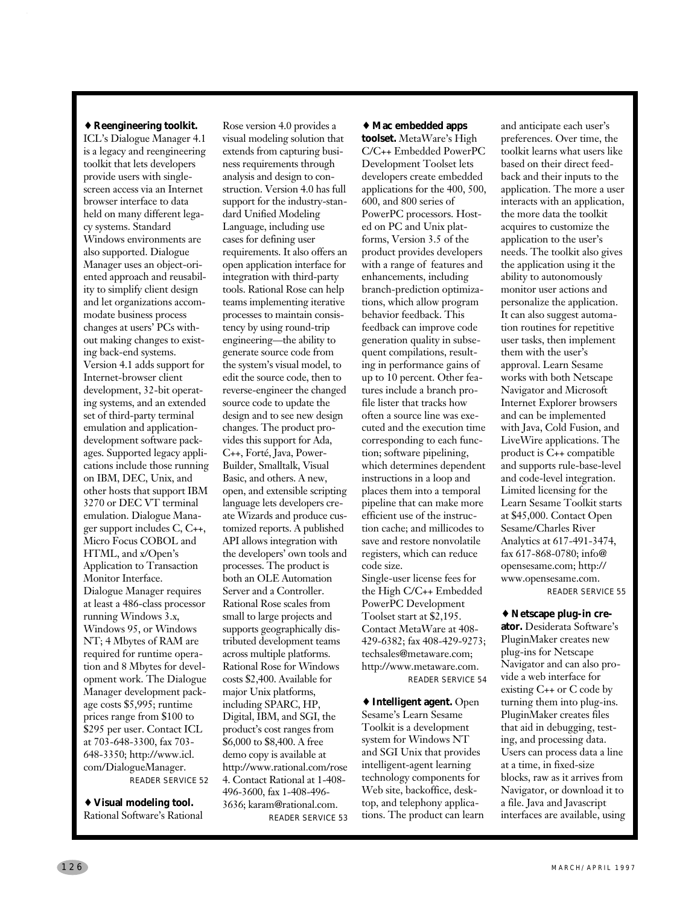**♦ Reengineering toolkit.** ICL's Dialogue Manager 4.1 is a legacy and reengineering toolkit that lets developers provide users with single-screen access via an Internet browser interface to data held on many different legacy systems. Standard Windows environments are also supported. Dialogue Manager uses an object-oriented approach and reusability to simplify client design and let organizations accommodate business process changes at users' PCs without making changes to existing back-end systems. Version 4.1 adds support for Internet-browser client development, 32-bit operating systems, and an extended set of third-party terminal emulation and application-development software packages. Supported legacy applications include those running on IBM, DEC, Unix, and other hosts that support IBM 3270 or DEC VT terminal emulation. Dialogue Manager support includes C, C++, Micro Focus COBOL and HTML, and x/Open's Application to Transaction Monitor Interface. Dialogue Manager requires at least a 486-class processor running Windows 3.x, Windows 95, or Windows NT; 4 Mbytes of RAM are required for runtime operation and 8 Mbytes for development work. The Dialogue Manager development package costs $5,995; runtime prices range from $100 to $295 per user. Contact ICL at 703-648-3300, fax 703-648-3350; http://www.icl.com/DialogueManager.

READER SERVICE 52

**♦ Visual modeling tool.** Rational Software's Rational Rose version 4.0 provides a visual modeling solution that extends from capturing business requirements through analysis and design to construction. Version 4.0 has full support for the industry-standard Unified Modeling Language, including use cases for defining user requirements. It also offers an open application interface for integration with third-party tools. Rational Rose can help teams implementing iterative processes to maintain consistency by using round-trip engineering—the ability to generate source code from the system's visual model, to edit the source code, then to reverse-engineer the changed source code to update the design and to see new design changes. The product provides this support for Ada, C++, Forté, Java, PowerBuilder, Smalltalk, Visual Basic, and others. A new, open, and extensible scripting language lets developers create Wizards and produce customized reports. A published API allows integration with the developers' own tools and processes. The product is both an OLE Automation Server and a Controller. Rational Rose scales from small to large projects and supports geographically distributed development teams across multiple platforms. Rational Rose for Windows costs $2,400. Available for major Unix platforms, including SPARC, HP, Digital, IBM, and SGI, the product's cost ranges from $6,000 to $8,400. A free demo copy is available at http://www.rational.com/rose4. Contact Rational at 1-408-496-3600, fax 1-408-496-3636; karam@rational.com.

READER SERVICE 53

**♦ Mac embedded apps toolset.** MetaWare's High C/C++ Embedded PowerPC Development Toolset lets developers create embedded applications for the 400, 500, 600, and 800 series of PowerPC processors. Hosted on PC and Unix platforms, Version 3.5 of the product provides developers with a range of features and enhancements, including branch-prediction optimizations, which allow program behavior feedback. This feedback can improve code generation quality in subsequent compilations, resulting in performance gains of up to 10 percent. Other features include a branch profile lister that tracks how often a source line was executed and the execution time corresponding to each function; software pipelining, which determines dependent instructions in a loop and places them into a temporal pipeline that can make more efficient use of the instruction cache; and millicodes to save and restore nonvolatile registers, which can reduce code size.

Single-user license fees for the High C/C++ Embedded PowerPC Development Toolset start at $2,195. Contact MetaWare at 408-429-6382; fax 408-429-9273; techsales@metaware.com; http://www.metaware.com.

READER SERVICE 54

**♦ Intelligent agent.** Open Sesame's Learn Sesame Toolkit is a development system for Windows NT and SGI Unix that provides intelligent-agent learning technology components for Web site, backoffice, desktop, and telephony applications. The product can learn and anticipate each user's preferences. Over time, the toolkit learns what users like based on their direct feedback and their inputs to the application. The more a user interacts with an application, the more data the toolkit acquires to customize the application to the user's needs. The toolkit also gives the application using it the ability to autonomously monitor user actions and personalize the application. It can also suggest automation routines for repetitive user tasks, then implement them with the user's approval. Learn Sesame works with both Netscape Navigator and Microsoft Internet Explorer browsers and can be implemented with Java, Cold Fusion, and LiveWire applications. The product is C++ compatible and supports rule-base-level and code-level integration. Limited licensing for the Learn Sesame Toolkit starts at $45,000. Contact Open Sesame/Charles River Analytics at 617-491-3474, fax 617-868-0780; info@opensesame.com; http://www.opensesame.com.

READER SERVICE 55

**♦ Netscape plug-in creator.** Desiderata Software's PluginMaker creates new plug-ins for Netscape Navigator and can also provide a web interface for existing C++ or C code by turning them into plug-ins. PluginMaker creates files that aid in debugging, testing, and processing data. Users can process data a line at a time, in fixed-size blocks, raw as it arrives from Navigator, or download it to a file. Java and Javascript interfaces are available, using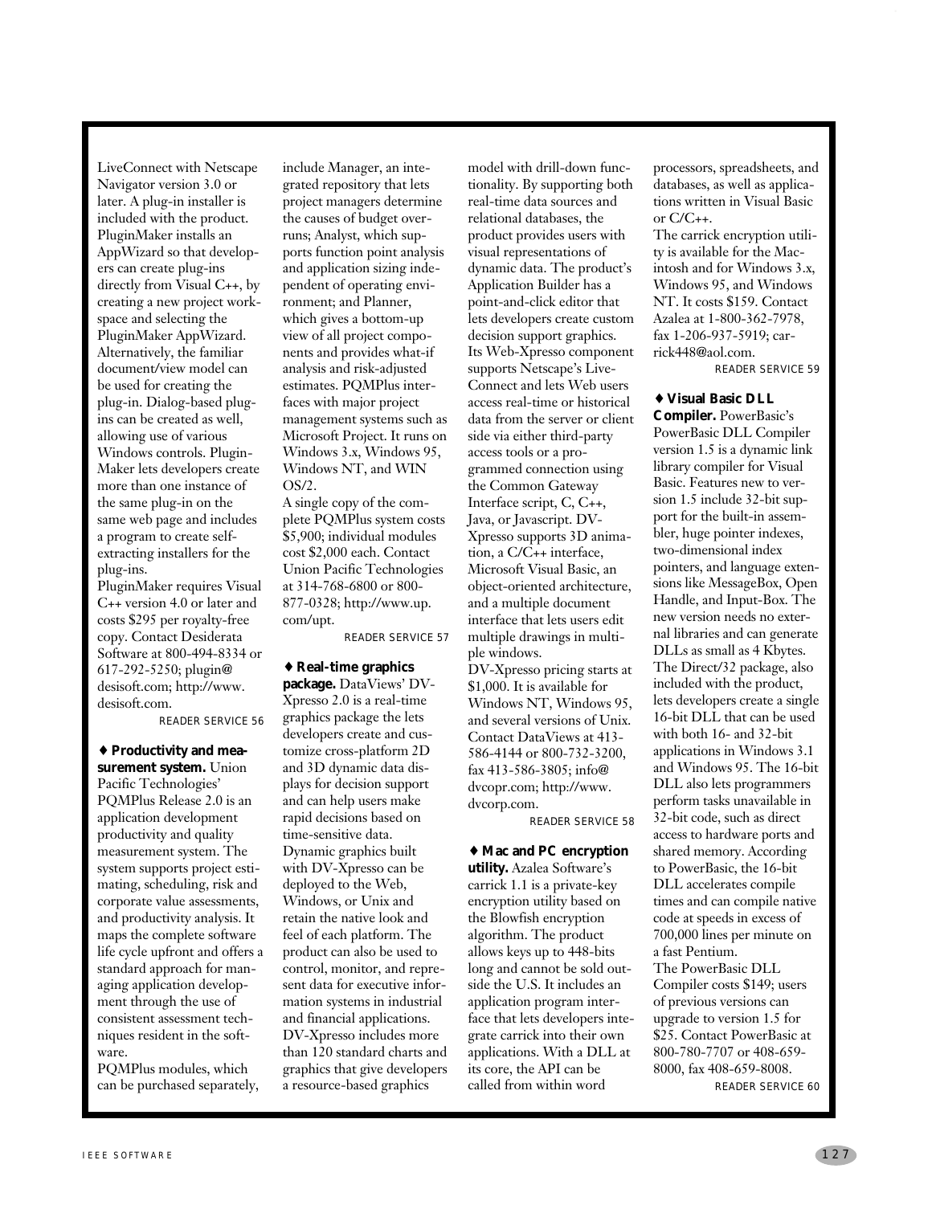LiveConnect with Netscape Navigator version 3.0 or later. A plug-in installer is included with the product. PluginMaker installs an AppWizard so that developers can create plug-ins directly from Visual C++, by creating a new project workspace and selecting the PluginMaker AppWizard. Alternatively, the familiar document/view model can be used for creating the plug-in. Dialog-based plug-ins can be created as well, allowing use of various Windows controls. PluginMaker lets developers create more than one instance of the same plug-in on the same web page and includes a program to create self-extracting installers for the plug-ins.

PluginMaker requires Visual C++ version 4.0 or later and costs $295 per royalty-free copy. Contact Desiderata Software at 800-494-8334 or 617-292-5250; plugin@desisoft.com; http://www.desisoft.com.

READER SERVICE 56

♦ **Productivity and measurement system.** Union Pacific Technologies' PQMPlus Release 2.0 is an application development productivity and quality measurement system. The system supports project estimating, scheduling, risk and corporate value assessments, and productivity analysis. It maps the complete software life cycle upfront and offers a standard approach for managing application development through the use of consistent assessment techniques resident in the software.

PQMPlus modules, which can be purchased separately, include Manager, an integrated repository that lets project managers determine the causes of budget overruns; Analyst, which supports function point analysis and application sizing independent of operating environment; and Planner, which gives a bottom-up view of all project components and provides what-if analysis and risk-adjusted estimates. PQMPlus interfaces with major project management systems such as Microsoft Project. It runs on Windows 3.x, Windows 95, Windows NT, and WIN OS/2.

A single copy of the complete PQMPlus system costs $5,900; individual modules cost $2,000 each. Contact Union Pacific Technologies at 314-768-6800 or 800-877-0328; http://www.up.com/upt.

READER SERVICE 57

♦ **Real-time graphics package.** DataViews' DV-Xpresso 2.0 is a real-time graphics package the lets developers create and customize cross-platform 2D and 3D dynamic data displays for decision support and can help users make rapid decisions based on time-sensitive data. Dynamic graphics built with DV-Xpresso can be deployed to the Web, Windows, or Unix and retain the native look and feel of each platform. The product can also be used to control, monitor, and represent data for executive information systems in industrial and financial applications. DV-Xpresso includes more than 120 standard charts and graphics that give developers a resource-based graphics model with drill-down functionality. By supporting both real-time data sources and relational databases, the product provides users with visual representations of dynamic data. The product's Application Builder has a point-and-click editor that lets developers create custom decision support graphics. Its Web-Xpresso component supports Netscape's LiveConnect and lets Web users access real-time or historical data from the server or client side via either third-party access tools or a programmed connection using the Common Gateway Interface script, C, C++, Java, or Javascript. DV-Xpresso supports 3D animation, a C/C++ interface, Microsoft Visual Basic, an object-oriented architecture, and a multiple document interface that lets users edit multiple drawings in multiple windows.

DV-Xpresso pricing starts at $1,000. It is available for Windows NT, Windows 95, and several versions of Unix. Contact DataViews at 413-586-4144 or 800-732-3200, fax 413-586-3805; info@dvcopr.com; http://www.dvcorp.com.

READER SERVICE 58

♦ **Mac and PC encryption utility.** Azalea Software's carrick 1.1 is a private-key encryption utility based on the Blowfish encryption algorithm. The product allows keys up to 448-bits long and cannot be sold outside the U.S. It includes an application program interface that lets developers integrate carrick into their own applications. With a DLL at its core, the API can be called from within word processors, spreadsheets, and databases, as well as applications written in Visual Basic or C/C++.

The carrick encryption utility is available for the Macintosh and for Windows 3.x, Windows 95, and Windows NT. It costs $159. Contact Azalea at 1-800-362-7978, fax 1-206-937-5919; carrick448@aol.com.

READER SERVICE 59

♦ **Visual Basic DLL Compiler.** PowerBasic's PowerBasic DLL Compiler version 1.5 is a dynamic link library compiler for Visual Basic. Features new to version 1.5 include 32-bit support for the built-in assembler, huge pointer indexes, two-dimensional index pointers, and language extensions like MessageBox, Open Handle, and Input-Box. The new version needs no external libraries and can generate DLLs as small as 4 Kbytes. The Direct/32 package, also included with the product, lets developers create a single 16-bit DLL that can be used with both 16- and 32-bit applications in Windows 3.1 and Windows 95. The 16-bit DLL also lets programmers perform tasks unavailable in 32-bit code, such as direct access to hardware ports and shared memory. According to PowerBasic, the 16-bit DLL accelerates compile times and can compile native code at speeds in excess of 700,000 lines per minute on a fast Pentium.

The PowerBasic DLL Compiler costs $149; users of previous versions can upgrade to version 1.5 for $25. Contact PowerBasic at 800-780-7707 or 408-659-8000, fax 408-659-8008.

READER SERVICE 60